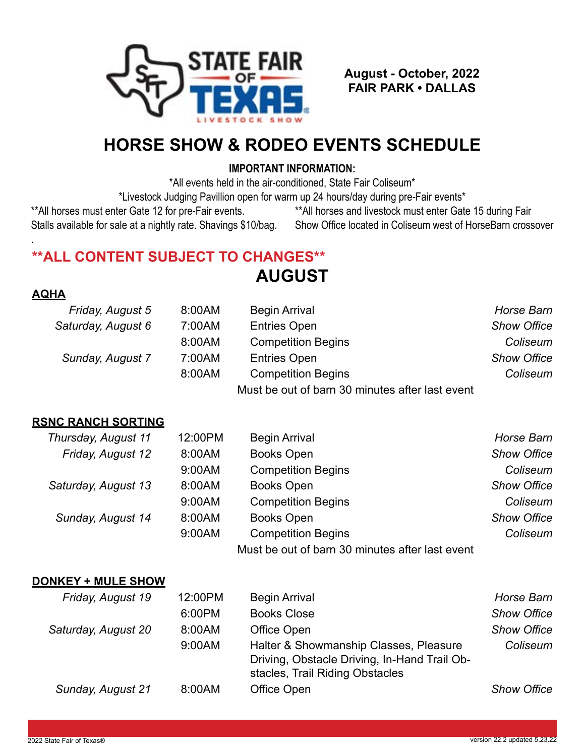STATE FAIR OF TEXAS LIVESTOCK SHOW

**August - October, 2022**
**FAIR PARK • DALLAS**

# HORSE SHOW & RODEO EVENTS SCHEDULE

**IMPORTANT INFORMATION:**

*All events held in the air-conditioned, State Fair Coliseum*

*Livestock Judging Pavillion open for warm up 24 hours/day during pre-Fair events*

**All horses must enter Gate 12 for pre-Fair events.
Stalls available for sale at a nightly rate. Shavings $10/bag.

**All horses and livestock must enter Gate 15 during Fair
Show Office located in Coliseum west of HorseBarn crossover

**\*\*ALL CONTENT SUBJECT TO CHANGES\*\***

## AUGUST

### AQHA

| Date | Time | Event | Location |
|---|---|---|---|
| *Friday, August 5* | 8:00AM | Begin Arrival | *Horse Barn* |
| *Saturday, August 6* | 7:00AM | Entries Open | *Show Office* |
| | 8:00AM | Competition Begins | *Coliseum* |
| *Sunday, August 7* | 7:00AM | Entries Open | *Show Office* |
| | 8:00AM | Competition Begins | *Coliseum* |
| | | Must be out of barn 30 minutes after last event | |

### RSNC RANCH SORTING

| Date | Time | Event | Location |
|---|---|---|---|
| *Thursday, August 11* | 12:00PM | Begin Arrival | *Horse Barn* |
| *Friday, August 12* | 8:00AM | Books Open | *Show Office* |
| | 9:00AM | Competition Begins | *Coliseum* |
| *Saturday, August 13* | 8:00AM | Books Open | *Show Office* |
| | 9:00AM | Competition Begins | *Coliseum* |
| *Sunday, August 14* | 8:00AM | Books Open | *Show Office* |
| | 9:00AM | Competition Begins | *Coliseum* |
| | | Must be out of barn 30 minutes after last event | |

### DONKEY + MULE SHOW

| Date | Time | Event | Location |
|---|---|---|---|
| *Friday, August 19* | 12:00PM | Begin Arrival | *Horse Barn* |
| | 6:00PM | Books Close | *Show Office* |
| *Saturday, August 20* | 8:00AM | Office Open | *Show Office* |
| | 9:00AM | Halter & Showmanship Classes, Pleasure Driving, Obstacle Driving, In-Hand Trail Obstacles, Trail Riding Obstacles | *Coliseum* |
| *Sunday, August 21* | 8:00AM | Office Open | *Show Office* |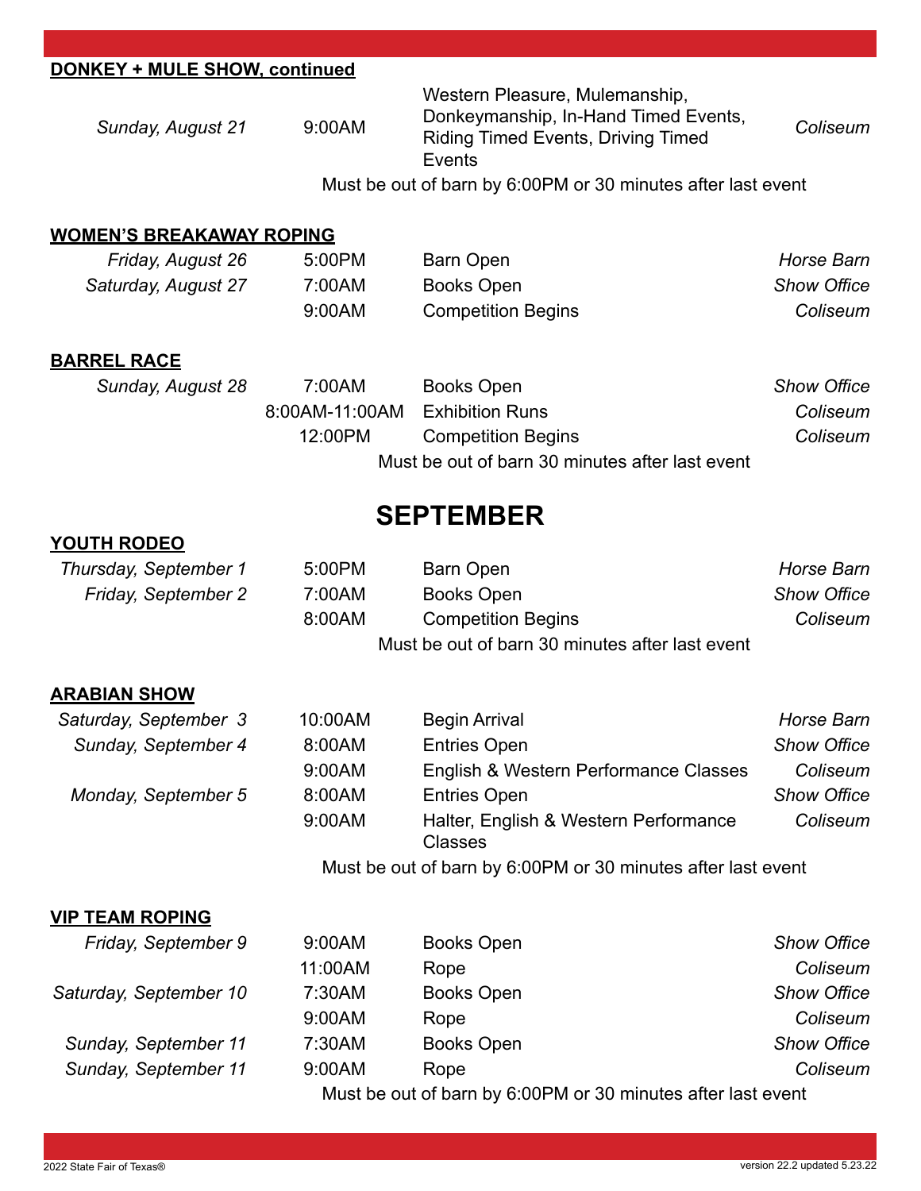## DONKEY + MULE SHOW, continued

| | | | |
|---|---|---|---|
| *Sunday, August 21* | 9:00AM | Western Pleasure, Mulemanship, Donkeymanship, In-Hand Timed Events, Riding Timed Events, Driving Timed Events | *Coliseum* |

Must be out of barn by 6:00PM or 30 minutes after last event

## WOMEN'S BREAKAWAY ROPING

| | | | |
|---|---|---|---|
| *Friday, August 26* | 5:00PM | Barn Open | *Horse Barn* |
| *Saturday, August 27* | 7:00AM | Books Open | *Show Office* |
| | 9:00AM | Competition Begins | *Coliseum* |

## BARREL RACE

| | | | |
|---|---|---|---|
| *Sunday, August 28* | 7:00AM | Books Open | *Show Office* |
| | 8:00AM-11:00AM | Exhibition Runs | *Coliseum* |
| | 12:00PM | Competition Begins | *Coliseum* |

Must be out of barn 30 minutes after last event

# SEPTEMBER

## YOUTH RODEO

| | | | |
|---|---|---|---|
| *Thursday, September 1* | 5:00PM | Barn Open | *Horse Barn* |
| *Friday, September 2* | 7:00AM | Books Open | *Show Office* |
| | 8:00AM | Competition Begins | *Coliseum* |

Must be out of barn 30 minutes after last event

## ARABIAN SHOW

| | | | |
|---|---|---|---|
| *Saturday, September 3* | 10:00AM | Begin Arrival | *Horse Barn* |
| *Sunday, September 4* | 8:00AM | Entries Open | *Show Office* |
| | 9:00AM | English & Western Performance Classes | *Coliseum* |
| *Monday, September 5* | 8:00AM | Entries Open | *Show Office* |
| | 9:00AM | Halter, English & Western Performance Classes | *Coliseum* |

Must be out of barn by 6:00PM or 30 minutes after last event

## VIP TEAM ROPING

| | | | |
|---|---|---|---|
| *Friday, September 9* | 9:00AM | Books Open | *Show Office* |
| | 11:00AM | Rope | *Coliseum* |
| *Saturday, September 10* | 7:30AM | Books Open | *Show Office* |
| | 9:00AM | Rope | *Coliseum* |
| *Sunday, September 11* | 7:30AM | Books Open | *Show Office* |
| *Sunday, September 11* | 9:00AM | Rope | *Coliseum* |

Must be out of barn by 6:00PM or 30 minutes after last event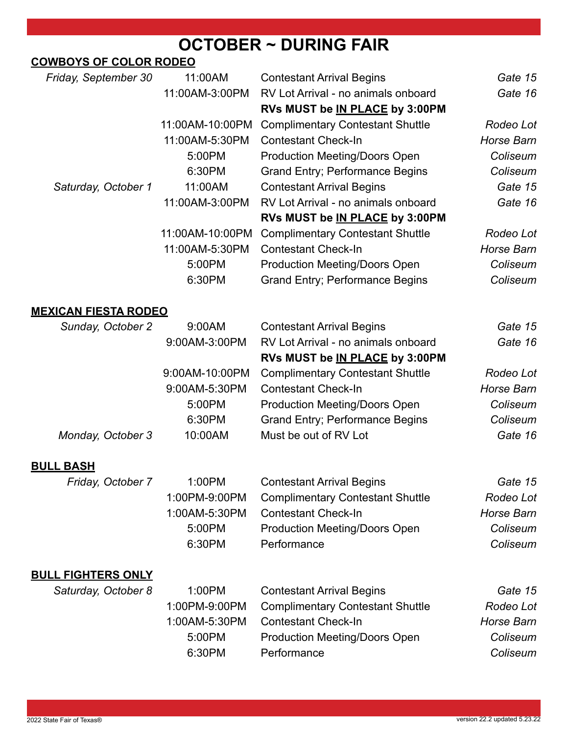# OCTOBER ~ DURING FAIR

## COWBOYS OF COLOR RODEO

| | | | |
|---|---|---|---|
| *Friday, September 30* | 11:00AM | Contestant Arrival Begins | *Gate 15* |
| | 11:00AM-3:00PM | RV Lot Arrival - no animals onboard | *Gate 16* |
| | | **RVs MUST be <u>IN PLACE</u> by 3:00PM** | |
| | 11:00AM-10:00PM | Complimentary Contestant Shuttle | *Rodeo Lot* |
| | 11:00AM-5:30PM | Contestant Check-In | *Horse Barn* |
| | 5:00PM | Production Meeting/Doors Open | *Coliseum* |
| | 6:30PM | Grand Entry; Performance Begins | *Coliseum* |
| *Saturday, October 1* | 11:00AM | Contestant Arrival Begins | *Gate 15* |
| | 11:00AM-3:00PM | RV Lot Arrival - no animals onboard | *Gate 16* |
| | | **RVs MUST be <u>IN PLACE</u> by 3:00PM** | |
| | 11:00AM-10:00PM | Complimentary Contestant Shuttle | *Rodeo Lot* |
| | 11:00AM-5:30PM | Contestant Check-In | *Horse Barn* |
| | 5:00PM | Production Meeting/Doors Open | *Coliseum* |
| | 6:30PM | Grand Entry; Performance Begins | *Coliseum* |

## MEXICAN FIESTA RODEO

| | | | |
|---|---|---|---|
| *Sunday, October 2* | 9:00AM | Contestant Arrival Begins | *Gate 15* |
| | 9:00AM-3:00PM | RV Lot Arrival - no animals onboard | *Gate 16* |
| | | **RVs MUST be <u>IN PLACE</u> by 3:00PM** | |
| | 9:00AM-10:00PM | Complimentary Contestant Shuttle | *Rodeo Lot* |
| | 9:00AM-5:30PM | Contestant Check-In | *Horse Barn* |
| | 5:00PM | Production Meeting/Doors Open | *Coliseum* |
| | 6:30PM | Grand Entry; Performance Begins | *Coliseum* |
| *Monday, October 3* | 10:00AM | Must be out of RV Lot | *Gate 16* |

## BULL BASH

| | | | |
|---|---|---|---|
| *Friday, October 7* | 1:00PM | Contestant Arrival Begins | *Gate 15* |
| | 1:00PM-9:00PM | Complimentary Contestant Shuttle | *Rodeo Lot* |
| | 1:00AM-5:30PM | Contestant Check-In | *Horse Barn* |
| | 5:00PM | Production Meeting/Doors Open | *Coliseum* |
| | 6:30PM | Performance | *Coliseum* |

## BULL FIGHTERS ONLY

| | | | |
|---|---|---|---|
| *Saturday, October 8* | 1:00PM | Contestant Arrival Begins | *Gate 15* |
| | 1:00PM-9:00PM | Complimentary Contestant Shuttle | *Rodeo Lot* |
| | 1:00AM-5:30PM | Contestant Check-In | *Horse Barn* |
| | 5:00PM | Production Meeting/Doors Open | *Coliseum* |
| | 6:30PM | Performance | *Coliseum* |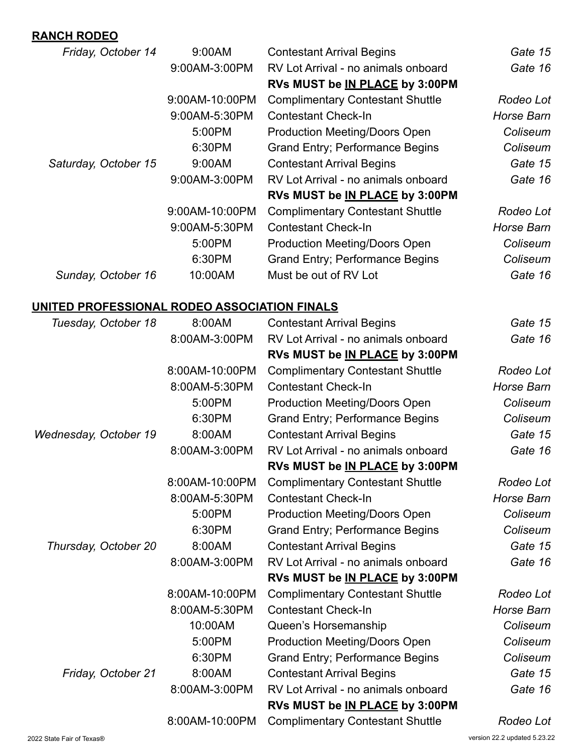## RANCH RODEO

| | | | |
|---|---|---|---|
| *Friday, October 14* | 9:00AM | Contestant Arrival Begins | *Gate 15* |
| | 9:00AM-3:00PM | RV Lot Arrival - no animals onboard | *Gate 16* |
| | | **RVs MUST be IN PLACE by 3:00PM** | |
| | 9:00AM-10:00PM | Complimentary Contestant Shuttle | *Rodeo Lot* |
| | 9:00AM-5:30PM | Contestant Check-In | *Horse Barn* |
| | 5:00PM | Production Meeting/Doors Open | *Coliseum* |
| | 6:30PM | Grand Entry; Performance Begins | *Coliseum* |
| *Saturday, October 15* | 9:00AM | Contestant Arrival Begins | *Gate 15* |
| | 9:00AM-3:00PM | RV Lot Arrival - no animals onboard | *Gate 16* |
| | | **RVs MUST be IN PLACE by 3:00PM** | |
| | 9:00AM-10:00PM | Complimentary Contestant Shuttle | *Rodeo Lot* |
| | 9:00AM-5:30PM | Contestant Check-In | *Horse Barn* |
| | 5:00PM | Production Meeting/Doors Open | *Coliseum* |
| | 6:30PM | Grand Entry; Performance Begins | *Coliseum* |
| *Sunday, October 16* | 10:00AM | Must be out of RV Lot | *Gate 16* |

## UNITED PROFESSIONAL RODEO ASSOCIATION FINALS

| | | | |
|---|---|---|---|
| *Tuesday, October 18* | 8:00AM | Contestant Arrival Begins | *Gate 15* |
| | 8:00AM-3:00PM | RV Lot Arrival - no animals onboard | *Gate 16* |
| | | **RVs MUST be IN PLACE by 3:00PM** | |
| | 8:00AM-10:00PM | Complimentary Contestant Shuttle | *Rodeo Lot* |
| | 8:00AM-5:30PM | Contestant Check-In | *Horse Barn* |
| | 5:00PM | Production Meeting/Doors Open | *Coliseum* |
| | 6:30PM | Grand Entry; Performance Begins | *Coliseum* |
| *Wednesday, October 19* | 8:00AM | Contestant Arrival Begins | *Gate 15* |
| | 8:00AM-3:00PM | RV Lot Arrival - no animals onboard | *Gate 16* |
| | | **RVs MUST be IN PLACE by 3:00PM** | |
| | 8:00AM-10:00PM | Complimentary Contestant Shuttle | *Rodeo Lot* |
| | 8:00AM-5:30PM | Contestant Check-In | *Horse Barn* |
| | 5:00PM | Production Meeting/Doors Open | *Coliseum* |
| | 6:30PM | Grand Entry; Performance Begins | *Coliseum* |
| *Thursday, October 20* | 8:00AM | Contestant Arrival Begins | *Gate 15* |
| | 8:00AM-3:00PM | RV Lot Arrival - no animals onboard | *Gate 16* |
| | | **RVs MUST be IN PLACE by 3:00PM** | |
| | 8:00AM-10:00PM | Complimentary Contestant Shuttle | *Rodeo Lot* |
| | 8:00AM-5:30PM | Contestant Check-In | *Horse Barn* |
| | 10:00AM | Queen's Horsemanship | *Coliseum* |
| | 5:00PM | Production Meeting/Doors Open | *Coliseum* |
| | 6:30PM | Grand Entry; Performance Begins | *Coliseum* |
| *Friday, October 21* | 8:00AM | Contestant Arrival Begins | *Gate 15* |
| | 8:00AM-3:00PM | RV Lot Arrival - no animals onboard | *Gate 16* |
| | | **RVs MUST be IN PLACE by 3:00PM** | |
| | 8:00AM-10:00PM | Complimentary Contestant Shuttle | *Rodeo Lot* |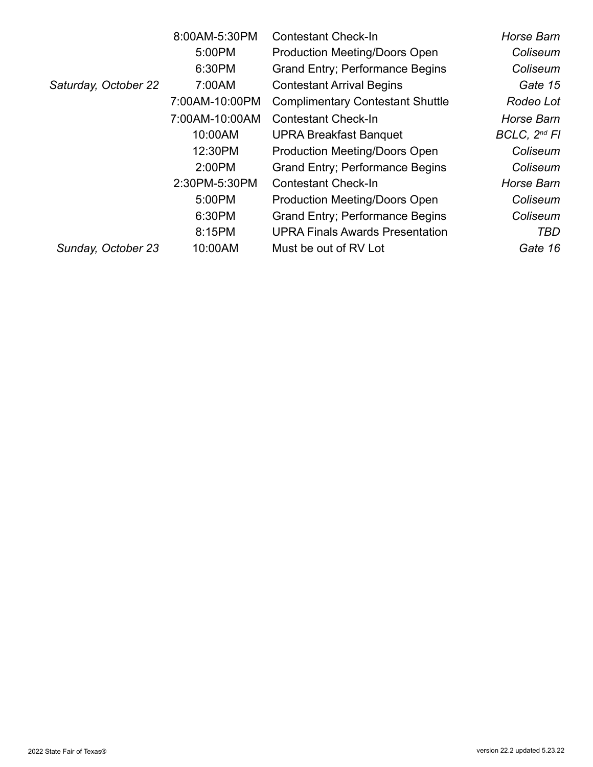| | | | |
|---|---|---|---|
| | 8:00AM-5:30PM | Contestant Check-In | *Horse Barn* |
| | 5:00PM | Production Meeting/Doors Open | *Coliseum* |
| | 6:30PM | Grand Entry; Performance Begins | *Coliseum* |
| *Saturday, October 22* | 7:00AM | Contestant Arrival Begins | *Gate 15* |
| | 7:00AM-10:00PM | Complimentary Contestant Shuttle | *Rodeo Lot* |
| | 7:00AM-10:00AM | Contestant Check-In | *Horse Barn* |
| | 10:00AM | UPRA Breakfast Banquet | *BCLC, 2nd Fl* |
| | 12:30PM | Production Meeting/Doors Open | *Coliseum* |
| | 2:00PM | Grand Entry; Performance Begins | *Coliseum* |
| | 2:30PM-5:30PM | Contestant Check-In | *Horse Barn* |
| | 5:00PM | Production Meeting/Doors Open | *Coliseum* |
| | 6:30PM | Grand Entry; Performance Begins | *Coliseum* |
| | 8:15PM | UPRA Finals Awards Presentation | *TBD* |
| *Sunday, October 23* | 10:00AM | Must be out of RV Lot | *Gate 16* |